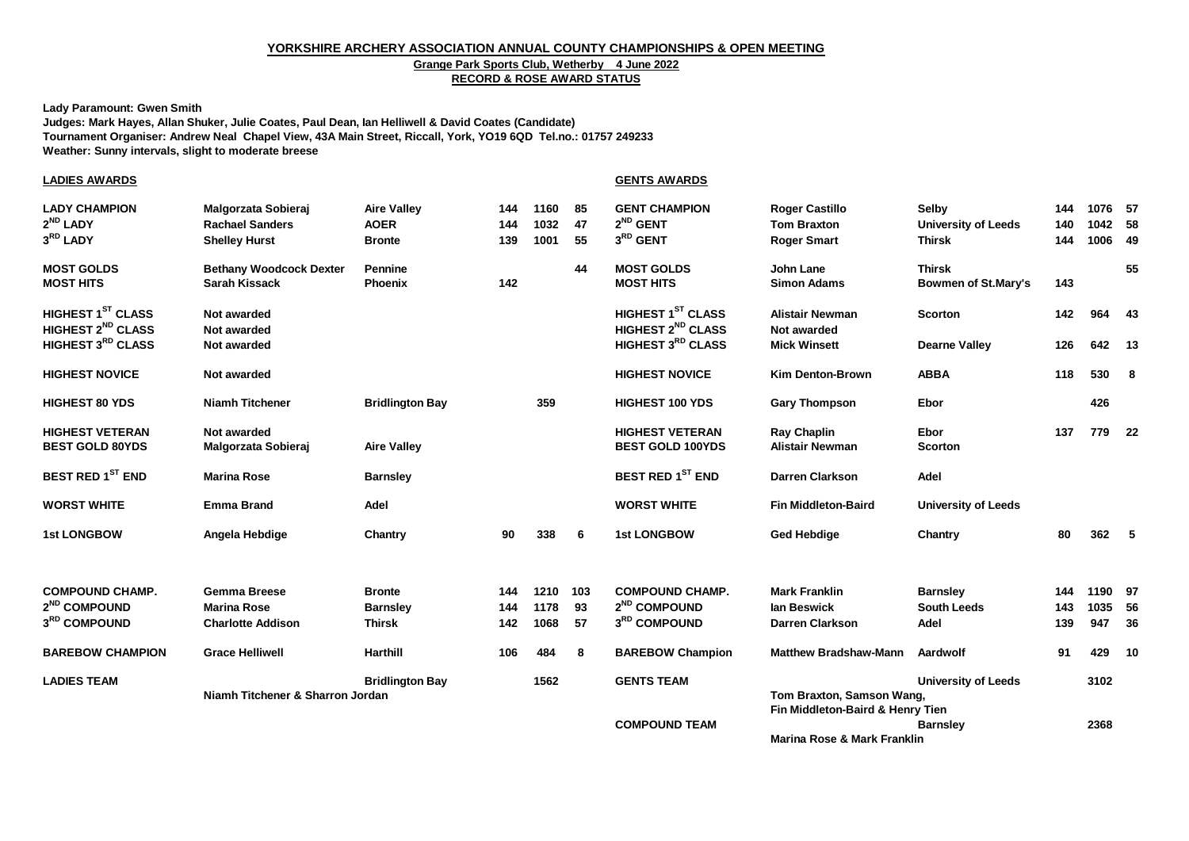# YORKSHIRE ARCHERY ASSOCIATION ANNUAL COUNTY CHAMPIONSHIPS & OPEN MEETING

**Grange Park Sports Club, Wetherby 4 June 2022**

**RECORD & ROSE AWARD STATUS**

**Lady Paramount: Gwen Smith**
**Judges: Mark Hayes, Allan Shuker, Julie Coates, Paul Dean, Ian Helliwell & David Coates (Candidate)**
**Tournament Organiser: Andrew Neal Chapel View, 43A Main Street, Riccall, York, YO19 6QD Tel.no.: 01757 249233**
**Weather: Sunny intervals, slight to moderate breese**

## LADIES AWARDS

| Award | Name | Club | Hits | Score | Golds |
|---|---|---|---|---|---|
| LADY CHAMPION | Malgorzata Sobieraj | Aire Valley | 144 | 1160 | 85 |
| 2ND LADY | Rachael Sanders | AOER | 144 | 1032 | 47 |
| 3RD LADY | Shelley Hurst | Bronte | 139 | 1001 | 55 |
| MOST GOLDS | Bethany Woodcock Dexter | Pennine | | | 44 |
| MOST HITS | Sarah Kissack | Phoenix | 142 | | |
| HIGHEST 1ST CLASS | Not awarded | | | | |
| HIGHEST 2ND CLASS | Not awarded | | | | |
| HIGHEST 3RD CLASS | Not awarded | | | | |
| HIGHEST NOVICE | Not awarded | | | | |
| HIGHEST 80 YDS | Niamh Titchener | Bridlington Bay | | 359 | |
| HIGHEST VETERAN | Not awarded | | | | |
| BEST GOLD 80YDS | Malgorzata Sobieraj | Aire Valley | | | |
| BEST RED 1ST END | Marina Rose | Barnsley | | | |
| WORST WHITE | Emma Brand | Adel | | | |
| 1st LONGBOW | Angela Hebdige | Chantry | 90 | 338 | 6 |
| COMPOUND CHAMP. | Gemma Breese | Bronte | 144 | 1210 | 103 |
| 2ND COMPOUND | Marina Rose | Barnsley | 144 | 1178 | 93 |
| 3RD COMPOUND | Charlotte Addison | Thirsk | 142 | 1068 | 57 |
| BAREBOW CHAMPION | Grace Helliwell | Harthill | 106 | 484 | 8 |
| LADIES TEAM | Niamh Titchener & Sharron Jordan | Bridlington Bay | | 1562 | |

## GENTS AWARDS

| Award | Name | Club | Hits | Score | Golds |
|---|---|---|---|---|---|
| GENT CHAMPION | Roger Castillo | Selby | 144 | 1076 | 57 |
| 2ND GENT | Tom Braxton | University of Leeds | 140 | 1042 | 58 |
| 3RD GENT | Roger Smart | Thirsk | 144 | 1006 | 49 |
| MOST GOLDS | John Lane | Thirsk | | | 55 |
| MOST HITS | Simon Adams | Bowmen of St.Mary's | 143 | | |
| HIGHEST 1ST CLASS | Alistair Newman | Scorton | 142 | 964 | 43 |
| HIGHEST 2ND CLASS | Not awarded | | | | |
| HIGHEST 3RD CLASS | Mick Winsett | Dearne Valley | 126 | 642 | 13 |
| HIGHEST NOVICE | Kim Denton-Brown | ABBA | 118 | 530 | 8 |
| HIGHEST 100 YDS | Gary Thompson | Ebor | | 426 | |
| HIGHEST VETERAN | Ray Chaplin | Ebor | 137 | 779 | 22 |
| BEST GOLD 100YDS | Alistair Newman | Scorton | | | |
| BEST RED 1ST END | Darren Clarkson | Adel | | | |
| WORST WHITE | Fin Middleton-Baird | University of Leeds | | | |
| 1st LONGBOW | Ged Hebdige | Chantry | 80 | 362 | 5 |
| COMPOUND CHAMP. | Mark Franklin | Barnsley | 144 | 1190 | 97 |
| 2ND COMPOUND | Ian Beswick | South Leeds | 143 | 1035 | 56 |
| 3RD COMPOUND | Darren Clarkson | Adel | 139 | 947 | 36 |
| BAREBOW Champion | Matthew Bradshaw-Mann | Aardwolf | 91 | 429 | 10 |
| GENTS TEAM | Tom Braxton, Samson Wang, Fin Middleton-Baird & Henry Tien | University of Leeds | | 3102 | |
| COMPOUND TEAM | Marina Rose & Mark Franklin | Barnsley | | 2368 | |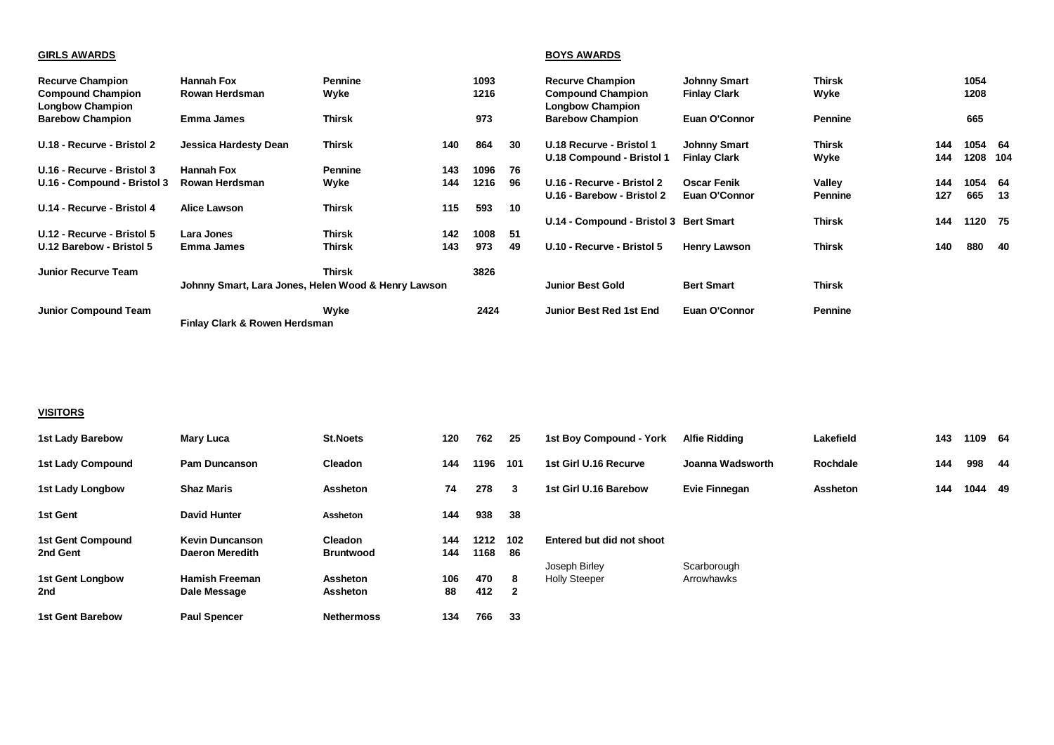**GIRLS AWARDS**

| Award | Name | Club | Hits | Score | Golds |
|---|---|---|---|---|---|
| Recurve Champion | Hannah Fox | Pennine | | 1093 | |
| Compound Champion | Rowan Herdsman | Wyke | | 1216 | |
| Longbow Champion | | | | | |
| Barebow Champion | Emma James | Thirsk | | 973 | |
| U.18 - Recurve - Bristol 2 | Jessica Hardesty Dean | Thirsk | 140 | 864 | 30 |
| U.16 - Recurve - Bristol 3 | Hannah Fox | Pennine | 143 | 1096 | 76 |
| U.16 - Compound - Bristol 3 | Rowan Herdsman | Wyke | 144 | 1216 | 96 |
| U.14 - Recurve - Bristol 4 | Alice Lawson | Thirsk | 115 | 593 | 10 |
| U.12 - Recurve - Bristol 5 | Lara Jones | Thirsk | 142 | 1008 | 51 |
| U.12 Barebow - Bristol 5 | Emma James | Thirsk | 143 | 973 | 49 |
| Junior Recurve Team | | Thirsk | | 3826 | |
| | Johnny Smart, Lara Jones, Helen Wood & Henry Lawson | | | | |
| Junior Compound Team | | Wyke | | 2424 | |
| | Finlay Clark & Rowen Herdsman | | | | |

**BOYS AWARDS**

| Award | Name | Club | Hits | Score | Golds |
|---|---|---|---|---|---|
| Recurve Champion | Johnny Smart | Thirsk | | 1054 | |
| Compound Champion | Finlay Clark | Wyke | | 1208 | |
| Longbow Champion | | | | | |
| Barebow Champion | Euan O'Connor | Pennine | | 665 | |
| U.18 Recurve - Bristol 1 | Johnny Smart | Thirsk | 144 | 1054 | 64 |
| U.18 Compound - Bristol 1 | Finlay Clark | Wyke | 144 | 1208 | 104 |
| U.16 - Recurve - Bristol 2 | Oscar Fenik | Valley | 144 | 1054 | 64 |
| U.16 - Barebow - Bristol 2 | Euan O'Connor | Pennine | 127 | 665 | 13 |
| U.14 - Compound - Bristol 3 | Bert Smart | Thirsk | 144 | 1120 | 75 |
| U.10 - Recurve - Bristol 5 | Henry Lawson | Thirsk | 140 | 880 | 40 |
| Junior Best Gold | Bert Smart | Thirsk | | | |
| Junior Best Red 1st End | Euan O'Connor | Pennine | | | |

**VISITORS**

| Award | Name | Club | Hits | Score | Golds |
|---|---|---|---|---|---|
| 1st Lady Barebow | Mary Luca | St.Noets | 120 | 762 | 25 |
| 1st Lady Compound | Pam Duncanson | Cleadon | 144 | 1196 | 101 |
| 1st Lady Longbow | Shaz Maris | Assheton | 74 | 278 | 3 |
| 1st Gent | David Hunter | Assheton | 144 | 938 | 38 |
| 1st Gent Compound | Kevin Duncanson | Cleadon | 144 | 1212 | 102 |
| 2nd Gent | Daeron Meredith | Bruntwood | 144 | 1168 | 86 |
| 1st Gent Longbow | Hamish Freeman | Assheton | 106 | 470 | 8 |
| 2nd | Dale Message | Assheton | 88 | 412 | 2 |
| 1st Gent Barebow | Paul Spencer | Nethermoss | 134 | 766 | 33 |

| Award | Name | Club | Hits | Score | Golds |
|---|---|---|---|---|---|
| 1st Boy Compound - York | Alfie Ridding | Lakefield | 143 | 1109 | 64 |
| 1st Girl U.16 Recurve | Joanna Wadsworth | Rochdale | 144 | 998 | 44 |
| 1st Girl U.16 Barebow | Evie Finnegan | Assheton | 144 | 1044 | 49 |

**Entered but did not shoot**

| Name | Club |
|---|---|
| Joseph Birley | Scarborough |
| Holly Steeper | Arrowhawks |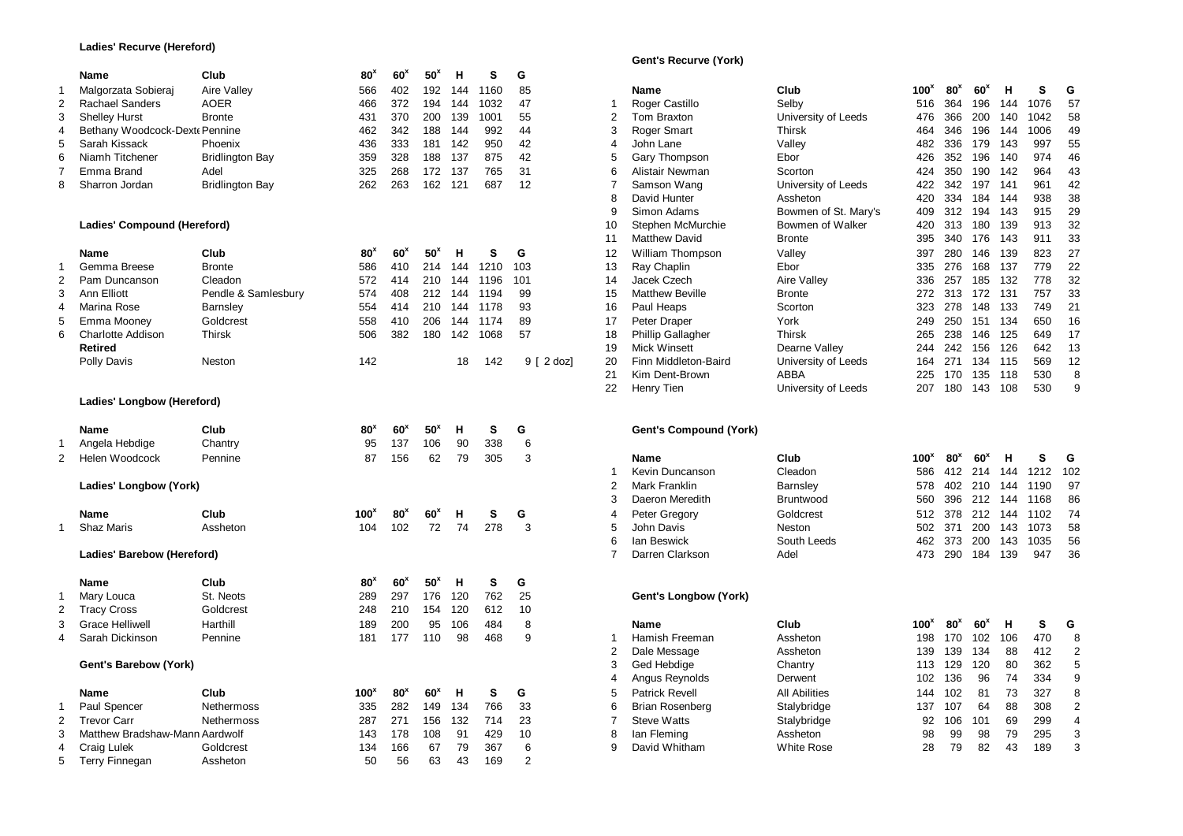**Ladies' Recurve (Hereford)**

| | Name | Club | $80^x$ | $60^x$ | $50^x$ | H | S | G |
|---|---|---|---|---|---|---|---|---|
| 1 | Malgorzata Sobieraj | Aire Valley | 566 | 402 | 192 | 144 | 1160 | 85 |
| 2 | Rachael Sanders | AOER | 466 | 372 | 194 | 144 | 1032 | 47 |
| 3 | Shelley Hurst | Bronte | 431 | 370 | 200 | 139 | 1001 | 55 |
| 4 | Bethany Woodcock-Dexte | Pennine | 462 | 342 | 188 | 144 | 992 | 44 |
| 5 | Sarah Kissack | Phoenix | 436 | 333 | 181 | 142 | 950 | 42 |
| 6 | Niamh Titchener | Bridlington Bay | 359 | 328 | 188 | 137 | 875 | 42 |
| 7 | Emma Brand | Adel | 325 | 268 | 172 | 137 | 765 | 31 |
| 8 | Sharron Jordan | Bridlington Bay | 262 | 263 | 162 | 121 | 687 | 12 |

**Ladies' Compound (Hereford)**

| | Name | Club | $80^x$ | $60^x$ | $50^x$ | H | S | G |
|---|---|---|---|---|---|---|---|---|
| 1 | Gemma Breese | Bronte | 586 | 410 | 214 | 144 | 1210 | 103 |
| 2 | Pam Duncanson | Cleadon | 572 | 414 | 210 | 144 | 1196 | 101 |
| 3 | Ann Elliott | Pendle & Samlesbury | 574 | 408 | 212 | 144 | 1194 | 99 |
| 4 | Marina Rose | Barnsley | 554 | 414 | 210 | 144 | 1178 | 93 |
| 5 | Emma Mooney | Goldcrest | 558 | 410 | 206 | 144 | 1174 | 89 |
| 6 | Charlotte Addison | Thirsk | 506 | 382 | 180 | 142 | 1068 | 57 |
| | **Retired** | | | | | | | |
| | Polly Davis | Neston | 142 | | | 18 | 142 | 9 [ 2 doz] |

**Ladies' Longbow (Hereford)**

| | Name | Club | $80^x$ | $60^x$ | $50^x$ | H | S | G |
|---|---|---|---|---|---|---|---|---|
| 1 | Angela Hebdige | Chantry | 95 | 137 | 106 | 90 | 338 | 6 |
| 2 | Helen Woodcock | Pennine | 87 | 156 | 62 | 79 | 305 | 3 |

**Ladies' Longbow (York)**

| | Name | Club | $100^x$ | $80^x$ | $60^x$ | H | S | G |
|---|---|---|---|---|---|---|---|---|
| 1 | Shaz Maris | Assheton | 104 | 102 | 72 | 74 | 278 | 3 |

**Ladies' Barebow (Hereford)**

| | Name | Club | $80^x$ | $60^x$ | $50^x$ | H | S | G |
|---|---|---|---|---|---|---|---|---|
| 1 | Mary Louca | St. Neots | 289 | 297 | 176 | 120 | 762 | 25 |
| 2 | Tracy Cross | Goldcrest | 248 | 210 | 154 | 120 | 612 | 10 |
| 3 | Grace Helliwell | Harthill | 189 | 200 | 95 | 106 | 484 | 8 |
| 4 | Sarah Dickinson | Pennine | 181 | 177 | 110 | 98 | 468 | 9 |

**Gent's Barebow (York)**

| | Name | Club | $100^x$ | $80^x$ | $60^x$ | H | S | G |
|---|---|---|---|---|---|---|---|---|
| 1 | Paul Spencer | Nethermoss | 335 | 282 | 149 | 134 | 766 | 33 |
| 2 | Trevor Carr | Nethermoss | 287 | 271 | 156 | 132 | 714 | 23 |
| 3 | Matthew Bradshaw-Mann | Aardwolf | 143 | 178 | 108 | 91 | 429 | 10 |
| 4 | Craig Lulek | Goldcrest | 134 | 166 | 67 | 79 | 367 | 6 |
| 5 | Terry Finnegan | Assheton | 50 | 56 | 63 | 43 | 169 | 2 |

**Gent's Recurve (York)**

| | Name | Club | $100^x$ | $80^x$ | $60^x$ | H | S | G |
|---|---|---|---|---|---|---|---|---|
| 1 | Roger Castillo | Selby | 516 | 364 | 196 | 144 | 1076 | 57 |
| 2 | Tom Braxton | University of Leeds | 476 | 366 | 200 | 140 | 1042 | 58 |
| 3 | Roger Smart | Thirsk | 464 | 346 | 196 | 144 | 1006 | 49 |
| 4 | John Lane | Valley | 482 | 336 | 179 | 143 | 997 | 55 |
| 5 | Gary Thompson | Ebor | 426 | 352 | 196 | 140 | 974 | 46 |
| 6 | Alistair Newman | Scorton | 424 | 350 | 190 | 142 | 964 | 43 |
| 7 | Samson Wang | University of Leeds | 422 | 342 | 197 | 141 | 961 | 42 |
| 8 | David Hunter | Assheton | 420 | 334 | 184 | 144 | 938 | 38 |
| 9 | Simon Adams | Bowmen of St. Mary's | 409 | 312 | 194 | 143 | 915 | 29 |
| 10 | Stephen McMurchie | Bowmen of Walker | 420 | 313 | 180 | 139 | 913 | 32 |
| 11 | Matthew David | Bronte | 395 | 340 | 176 | 143 | 911 | 33 |
| 12 | William Thompson | Valley | 397 | 280 | 146 | 139 | 823 | 27 |
| 13 | Ray Chaplin | Ebor | 335 | 276 | 168 | 137 | 779 | 22 |
| 14 | Jacek Czech | Aire Valley | 336 | 257 | 185 | 132 | 778 | 32 |
| 15 | Matthew Beville | Bronte | 272 | 313 | 172 | 131 | 757 | 33 |
| 16 | Paul Heaps | Scorton | 323 | 278 | 148 | 133 | 749 | 21 |
| 17 | Peter Draper | York | 249 | 250 | 151 | 134 | 650 | 16 |
| 18 | Phillip Gallagher | Thirsk | 265 | 238 | 146 | 125 | 649 | 17 |
| 19 | Mick Winsett | Dearne Valley | 244 | 242 | 156 | 126 | 642 | 13 |
| 20 | Finn Middleton-Baird | University of Leeds | 164 | 271 | 134 | 115 | 569 | 12 |
| 21 | Kim Dent-Brown | ABBA | 225 | 170 | 135 | 118 | 530 | 8 |
| 22 | Henry Tien | University of Leeds | 207 | 180 | 143 | 108 | 530 | 9 |

**Gent's Compound (York)**

| | Name | Club | $100^x$ | $80^x$ | $60^x$ | H | S | G |
|---|---|---|---|---|---|---|---|---|
| 1 | Kevin Duncanson | Cleadon | 586 | 412 | 214 | 144 | 1212 | 102 |
| 2 | Mark Franklin | Barnsley | 578 | 402 | 210 | 144 | 1190 | 97 |
| 3 | Daeron Meredith | Bruntwood | 560 | 396 | 212 | 144 | 1168 | 86 |
| 4 | Peter Gregory | Goldcrest | 512 | 378 | 212 | 144 | 1102 | 74 |
| 5 | John Davis | Neston | 502 | 371 | 200 | 143 | 1073 | 58 |
| 6 | Ian Beswick | South Leeds | 462 | 373 | 200 | 143 | 1035 | 56 |
| 7 | Darren Clarkson | Adel | 473 | 290 | 184 | 139 | 947 | 36 |

**Gent's Longbow (York)**

| | Name | Club | $100^x$ | $80^x$ | $60^x$ | H | S | G |
|---|---|---|---|---|---|---|---|---|
| 1 | Hamish Freeman | Assheton | 198 | 170 | 102 | 106 | 470 | 8 |
| 2 | Dale Message | Assheton | 139 | 139 | 134 | 88 | 412 | 2 |
| 3 | Ged Hebdige | Chantry | 113 | 129 | 120 | 80 | 362 | 5 |
| 4 | Angus Reynolds | Derwent | 102 | 136 | 96 | 74 | 334 | 9 |
| 5 | Patrick Revell | All Abilities | 144 | 102 | 81 | 73 | 327 | 8 |
| 6 | Brian Rosenberg | Stalybridge | 137 | 107 | 64 | 88 | 308 | 2 |
| 7 | Steve Watts | Stalybridge | 92 | 106 | 101 | 69 | 299 | 4 |
| 8 | Ian Fleming | Assheton | 98 | 99 | 98 | 79 | 295 | 3 |
| 9 | David Whitham | White Rose | 28 | 79 | 82 | 43 | 189 | 3 |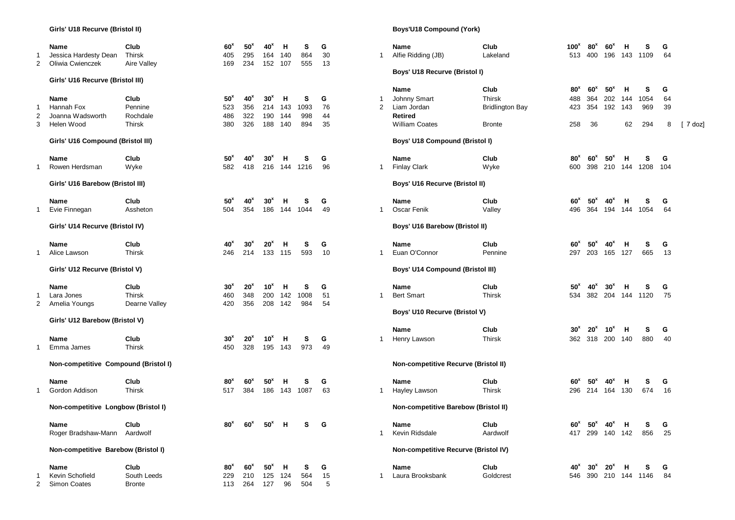### Girls' U18 Recurve (Bristol II)

| | Name | Club | $60^x$ | $50^x$ | $40^x$ | H | S | G |
|---|---|---|---|---|---|---|---|---|
| 1 | Jessica Hardesty Dean | Thirsk | 405 | 295 | 164 | 140 | 864 | 30 |
| 2 | Oliwia Cwienczek | Aire Valley | 169 | 234 | 152 | 107 | 555 | 13 |

### Girls' U16 Recurve (Bristol III)

| | Name | Club | $50^x$ | $40^x$ | $30^x$ | H | S | G |
|---|---|---|---|---|---|---|---|---|
| 1 | Hannah Fox | Pennine | 523 | 356 | 214 | 143 | 1093 | 76 |
| 2 | Joanna Wadsworth | Rochdale | 486 | 322 | 190 | 144 | 998 | 44 |
| 3 | Helen Wood | Thirsk | 380 | 326 | 188 | 140 | 894 | 35 |

### Girls' U16 Compound (Bristol III)

| | Name | Club | $50^x$ | $40^x$ | $30^x$ | H | S | G |
|---|---|---|---|---|---|---|---|---|
| 1 | Rowen Herdsman | Wyke | 582 | 418 | 216 | 144 | 1216 | 96 |

### Girls' U16 Barebow (Bristol III)

| | Name | Club | $50^x$ | $40^x$ | $30^x$ | H | S | G |
|---|---|---|---|---|---|---|---|---|
| 1 | Evie Finnegan | Assheton | 504 | 354 | 186 | 144 | 1044 | 49 |

### Girls' U14 Recurve (Bristol IV)

| | Name | Club | $40^x$ | $30^x$ | $20^x$ | H | S | G |
|---|---|---|---|---|---|---|---|---|
| 1 | Alice Lawson | Thirsk | 246 | 214 | 133 | 115 | 593 | 10 |

### Girls' U12 Recurve (Bristol V)

| | Name | Club | $30^x$ | $20^x$ | $10^x$ | H | S | G |
|---|---|---|---|---|---|---|---|---|
| 1 | Lara Jones | Thirsk | 460 | 348 | 200 | 142 | 1008 | 51 |
| 2 | Amelia Youngs | Dearne Valley | 420 | 356 | 208 | 142 | 984 | 54 |

### Girls' U12 Barebow (Bristol V)

| | Name | Club | $30^x$ | $20^x$ | $10^x$ | H | S | G |
|---|---|---|---|---|---|---|---|---|
| 1 | Emma James | Thirsk | 450 | 328 | 195 | 143 | 973 | 49 |

### Non-competitive Compound (Bristol I)

| | Name | Club | $80^x$ | $60^x$ | $50^x$ | H | S | G |
|---|---|---|---|---|---|---|---|---|
| 1 | Gordon Addison | Thirsk | 517 | 384 | 186 | 143 | 1087 | 63 |

### Non-competitive Longbow (Bristol I)

| | Name | Club | $80^x$ | $60^x$ | $50^x$ | H | S | G |
|---|---|---|---|---|---|---|---|---|
| | Roger Bradshaw-Mann | Aardwolf | | | | | | |

### Non-competitive Barebow (Bristol I)

| | Name | Club | $80^x$ | $60^x$ | $50^x$ | H | S | G |
|---|---|---|---|---|---|---|---|---|
| 1 | Kevin Schofield | South Leeds | 229 | 210 | 125 | 124 | 564 | 15 |
| 2 | Simon Coates | Bronte | 113 | 264 | 127 | 96 | 504 | 5 |

### Boys'U18 Compound (York)

| | Name | Club | $100^x$ | $80^x$ | $60^x$ | H | S | G |
|---|---|---|---|---|---|---|---|---|
| 1 | Alfie Ridding (JB) | Lakeland | 513 | 400 | 196 | 143 | 1109 | 64 |

### Boys' U18 Recurve (Bristol I)

| | Name | Club | $80^x$ | $60^x$ | $50^x$ | H | S | G | |
|---|---|---|---|---|---|---|---|---|---|
| 1 | Johnny Smart | Thirsk | 488 | 364 | 202 | 144 | 1054 | 64 | |
| 2 | Liam Jordan | Bridlington Bay | 423 | 354 | 192 | 143 | 969 | 39 | |
| | **Retired** | | | | | | | | |
| | William Coates | Bronte | 258 | 36 | | 62 | 294 | 8 | [ 7 doz] |

### Boys' U18 Compound (Bristol I)

| | Name | Club | $80^x$ | $60^x$ | $50^x$ | H | S | G |
|---|---|---|---|---|---|---|---|---|
| 1 | Finlay Clark | Wyke | 600 | 398 | 210 | 144 | 1208 | 104 |

### Boys' U16 Recurve (Bristol II)

| | Name | Club | $60^x$ | $50^x$ | $40^x$ | H | S | G |
|---|---|---|---|---|---|---|---|---|
| 1 | Oscar Fenik | Valley | 496 | 364 | 194 | 144 | 1054 | 64 |

### Boys' U16 Barebow (Bristol II)

| | Name | Club | $60^x$ | $50^x$ | $40^x$ | H | S | G |
|---|---|---|---|---|---|---|---|---|
| 1 | Euan O'Connor | Pennine | 297 | 203 | 165 | 127 | 665 | 13 |

### Boys' U14 Compound (Bristol III)

| | Name | Club | $50^x$ | $40^x$ | $30^x$ | H | S | G |
|---|---|---|---|---|---|---|---|---|
| 1 | Bert Smart | Thirsk | 534 | 382 | 204 | 144 | 1120 | 75 |

### Boys' U10 Recurve (Bristol V)

| | Name | Club | $30^x$ | $20^x$ | $10^x$ | H | S | G |
|---|---|---|---|---|---|---|---|---|
| 1 | Henry Lawson | Thirsk | 362 | 318 | 200 | 140 | 880 | 40 |

### Non-competitive Recurve (Bristol II)

| | Name | Club | $60^x$ | $50^x$ | $40^x$ | H | S | G |
|---|---|---|---|---|---|---|---|---|
| 1 | Hayley Lawson | Thirsk | 296 | 214 | 164 | 130 | 674 | 16 |

### Non-competitive Barebow (Bristol II)

| | Name | Club | $60^x$ | $50^x$ | $40^x$ | H | S | G |
|---|---|---|---|---|---|---|---|---|
| 1 | Kevin Ridsdale | Aardwolf | 417 | 299 | 140 | 142 | 856 | 25 |

### Non-competitive Recurve (Bristol IV)

| | Name | Club | $40^x$ | $30^x$ | $20^x$ | H | S | G |
|---|---|---|---|---|---|---|---|---|
| 1 | Laura Brooksbank | Goldcrest | 546 | 390 | 210 | 144 | 1146 | 84 |